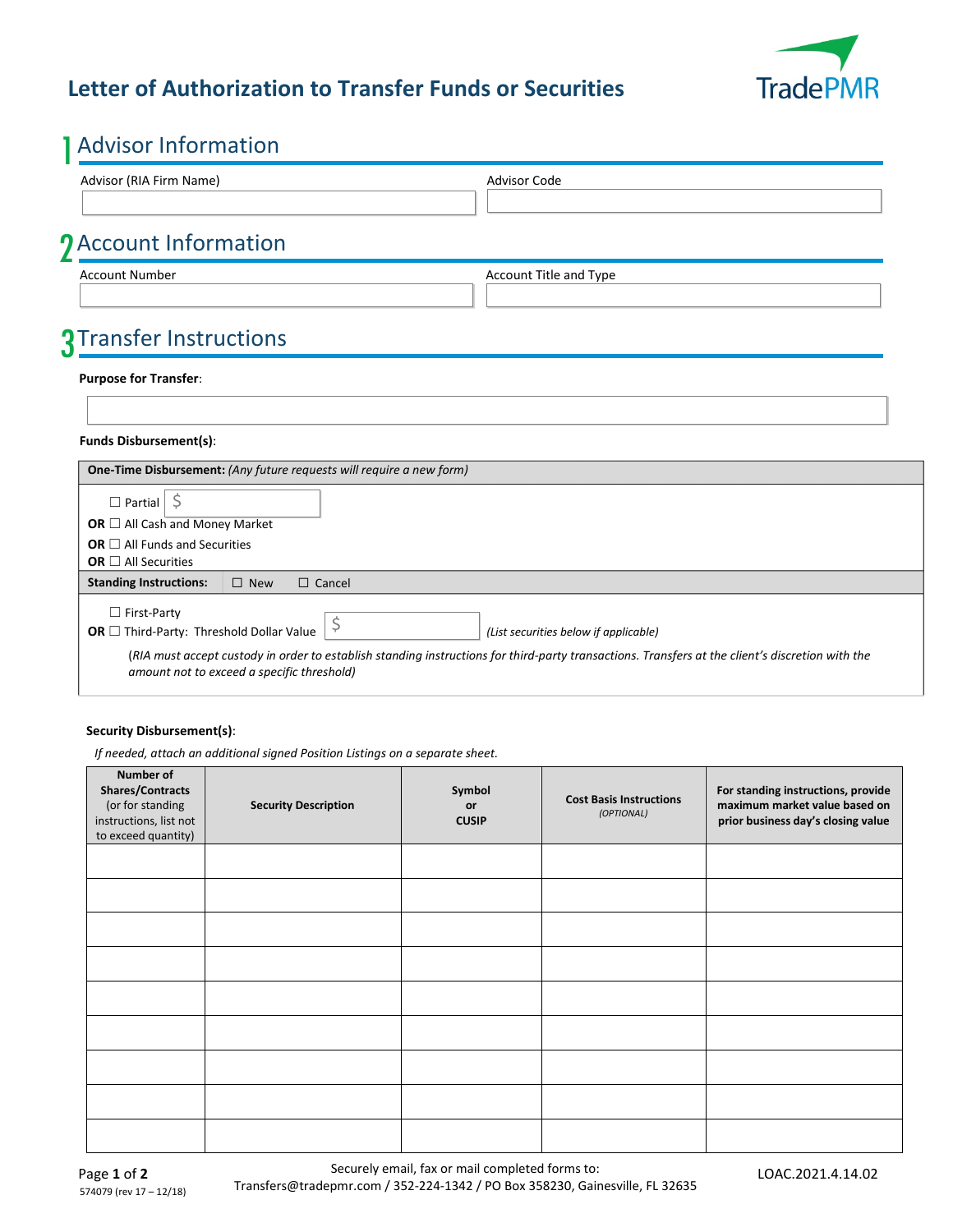# Letter of Authorization to Transfer Funds or Securities

TradePMR

## 1 Advisor Information

Advisor (RIA Firm Name)

Advisor Code

## 2 Account Information

Account Number

Account Title and Type

## 3 Transfer Instructions

**Purpose for Transfer**:

**Funds Disbursement(s)**:

**One-Time Disbursement:** *(Any future requests will require a new form)*

☐ Partial $

**OR** ☐ All Cash and Money Market

**OR** ☐ All Funds and Securities

**OR** ☐ All Securities

**Standing Instructions:** ☐ New ☐ Cancel

☐ First-Party

**OR** ☐ Third-Party: Threshold Dollar Value $ *(List securities below if applicable)*

*(RIA must accept custody in order to establish standing instructions for third-party transactions. Transfers at the client's discretion with the amount not to exceed a specific threshold)*

**Security Disbursement(s)**:

*If needed, attach an additional signed Position Listings on a separate sheet.*

| **Number of Shares/Contracts** (or for standing instructions, list not to exceed quantity) | **Security Description** | **Symbol or CUSIP** | **Cost Basis Instructions** *(OPTIONAL)* | **For standing instructions, provide maximum market value based on prior business day's closing value** |
|---|---|---|---|---|
| | | | | |
| | | | | |
| | | | | |
| | | | | |
| | | | | |
| | | | | |
| | | | | |
| | | | | |
| | | | | |

574079 (rev 17 – 12/18)

Securely email, fax or mail completed forms to:
Transfers@tradepmr.com / 352-224-1342 / PO Box 358230, Gainesville, FL 32635

LOAC.2021.4.14.02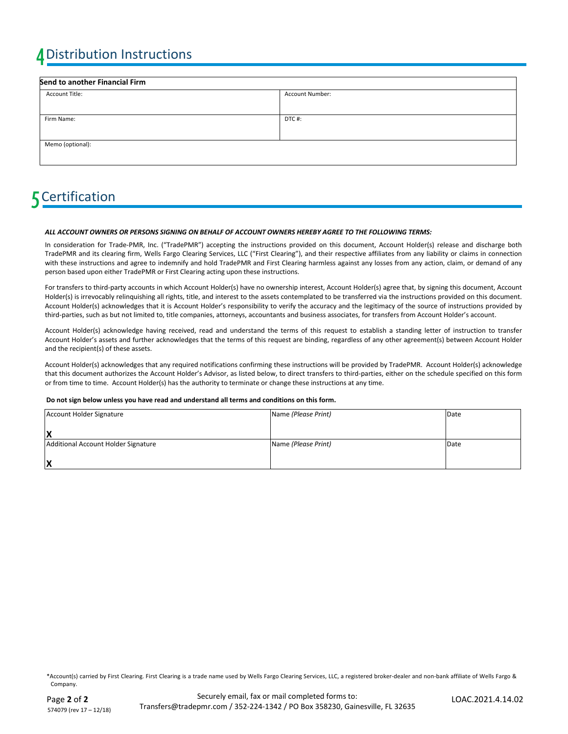# 4 Distribution Instructions

| Send to another Financial Firm | |
|---|---|
| Account Title: | Account Number: |
| Firm Name: | DTC #: |
| Memo (optional): | |

# 5 Certification

***ALL ACCOUNT OWNERS OR PERSONS SIGNING ON BEHALF OF ACCOUNT OWNERS HEREBY AGREE TO THE FOLLOWING TERMS:***

In consideration for Trade-PMR, Inc. ("TradePMR") accepting the instructions provided on this document, Account Holder(s) release and discharge both TradePMR and its clearing firm, Wells Fargo Clearing Services, LLC ("First Clearing"), and their respective affiliates from any liability or claims in connection with these instructions and agree to indemnify and hold TradePMR and First Clearing harmless against any losses from any action, claim, or demand of any person based upon either TradePMR or First Clearing acting upon these instructions.

For transfers to third-party accounts in which Account Holder(s) have no ownership interest, Account Holder(s) agree that, by signing this document, Account Holder(s) is irrevocably relinquishing all rights, title, and interest to the assets contemplated to be transferred via the instructions provided on this document. Account Holder(s) acknowledges that it is Account Holder's responsibility to verify the accuracy and the legitimacy of the source of instructions provided by third-parties, such as but not limited to, title companies, attorneys, accountants and business associates, for transfers from Account Holder's account.

Account Holder(s) acknowledge having received, read and understand the terms of this request to establish a standing letter of instruction to transfer Account Holder's assets and further acknowledges that the terms of this request are binding, regardless of any other agreement(s) between Account Holder and the recipient(s) of these assets.

Account Holder(s) acknowledges that any required notifications confirming these instructions will be provided by TradePMR. Account Holder(s) acknowledge that this document authorizes the Account Holder's Advisor, as listed below, to direct transfers to third-parties, either on the schedule specified on this form or from time to time. Account Holder(s) has the authority to terminate or change these instructions at any time.

**Do not sign below unless you have read and understand all terms and conditions on this form.**

| Account Holder Signature | Name *(Please Print)* | Date |
|---|---|---|
| **X** | | |
| Additional Account Holder Signature | Name *(Please Print)* | Date |
| **X** | | |

\*Account(s) carried by First Clearing. First Clearing is a trade name used by Wells Fargo Clearing Services, LLC, a registered broker-dealer and non-bank affiliate of Wells Fargo & Company.

574079 (rev 17 – 12/18)

Securely email, fax or mail completed forms to:
Transfers@tradepmr.com / 352-224-1342 / PO Box 358230, Gainesville, FL 32635

LOAC.2021.4.14.02